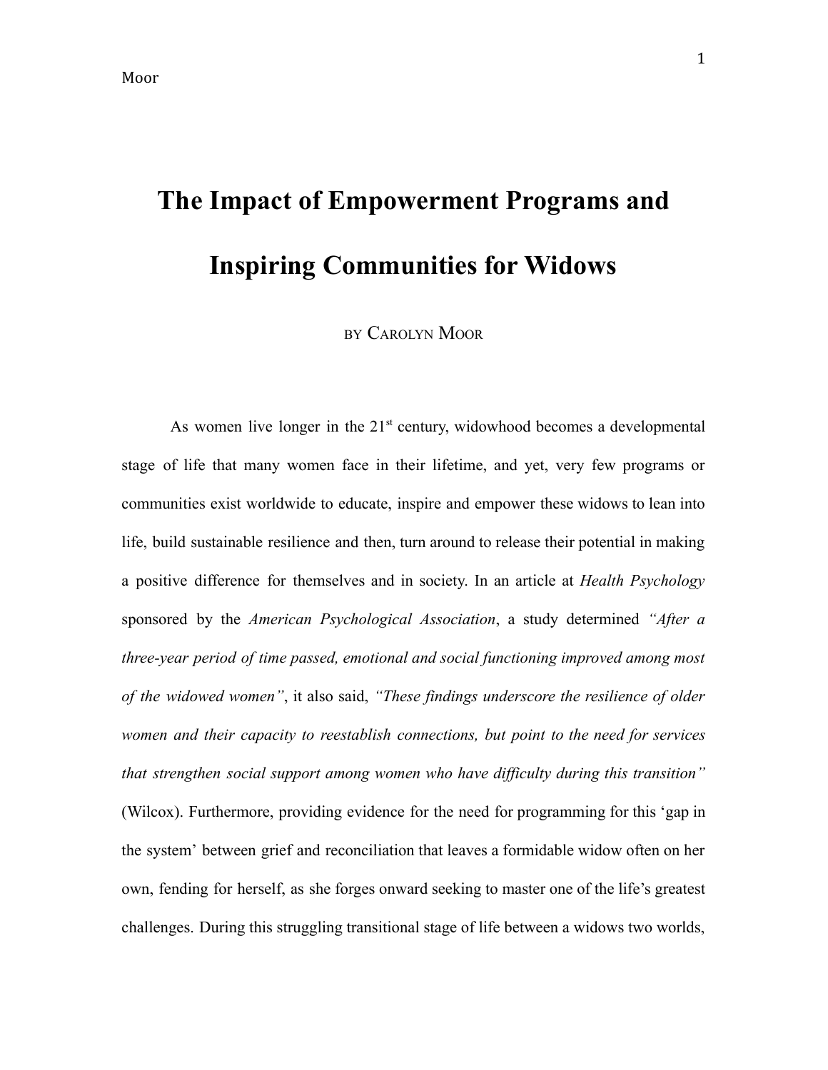# The Impact of Empowerment Programs and Inspiring Communities for Widows

BY CAROLYN MOOR

As women live longer in the 21st century, widowhood becomes a developmental stage of life that many women face in their lifetime, and yet, very few programs or communities exist worldwide to educate, inspire and empower these widows to lean into life, build sustainable resilience and then, turn around to release their potential in making a positive difference for themselves and in society. In an article at *Health Psychology* sponsored by the *American Psychological Association*, a study determined *"After a three-year period of time passed, emotional and social functioning improved among most of the widowed women"*, it also said, *"These findings underscore the resilience of older women and their capacity to reestablish connections, but point to the need for services that strengthen social support among women who have difficulty during this transition"* (Wilcox). Furthermore, providing evidence for the need for programming for this 'gap in the system' between grief and reconciliation that leaves a formidable widow often on her own, fending for herself, as she forges onward seeking to master one of the life's greatest challenges. During this struggling transitional stage of life between a widows two worlds,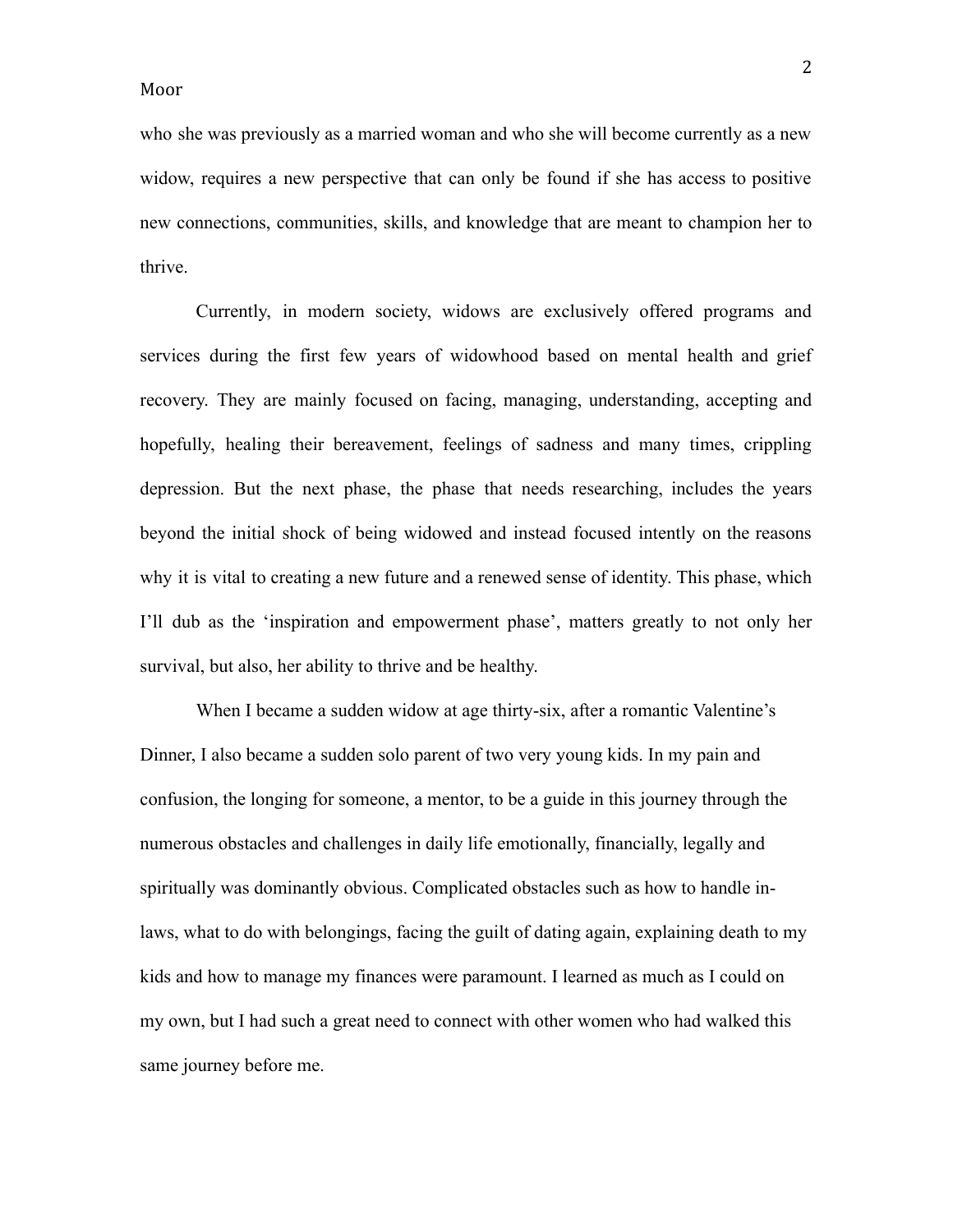who she was previously as a married woman and who she will become currently as a new widow, requires a new perspective that can only be found if she has access to positive new connections, communities, skills, and knowledge that are meant to champion her to thrive.

Currently, in modern society, widows are exclusively offered programs and services during the first few years of widowhood based on mental health and grief recovery. They are mainly focused on facing, managing, understanding, accepting and hopefully, healing their bereavement, feelings of sadness and many times, crippling depression. But the next phase, the phase that needs researching, includes the years beyond the initial shock of being widowed and instead focused intently on the reasons why it is vital to creating a new future and a renewed sense of identity. This phase, which I'll dub as the 'inspiration and empowerment phase', matters greatly to not only her survival, but also, her ability to thrive and be healthy.

When I became a sudden widow at age thirty-six, after a romantic Valentine's Dinner, I also became a sudden solo parent of two very young kids. In my pain and confusion, the longing for someone, a mentor, to be a guide in this journey through the numerous obstacles and challenges in daily life emotionally, financially, legally and spiritually was dominantly obvious. Complicated obstacles such as how to handle in-laws, what to do with belongings, facing the guilt of dating again, explaining death to my kids and how to manage my finances were paramount. I learned as much as I could on my own, but I had such a great need to connect with other women who had walked this same journey before me.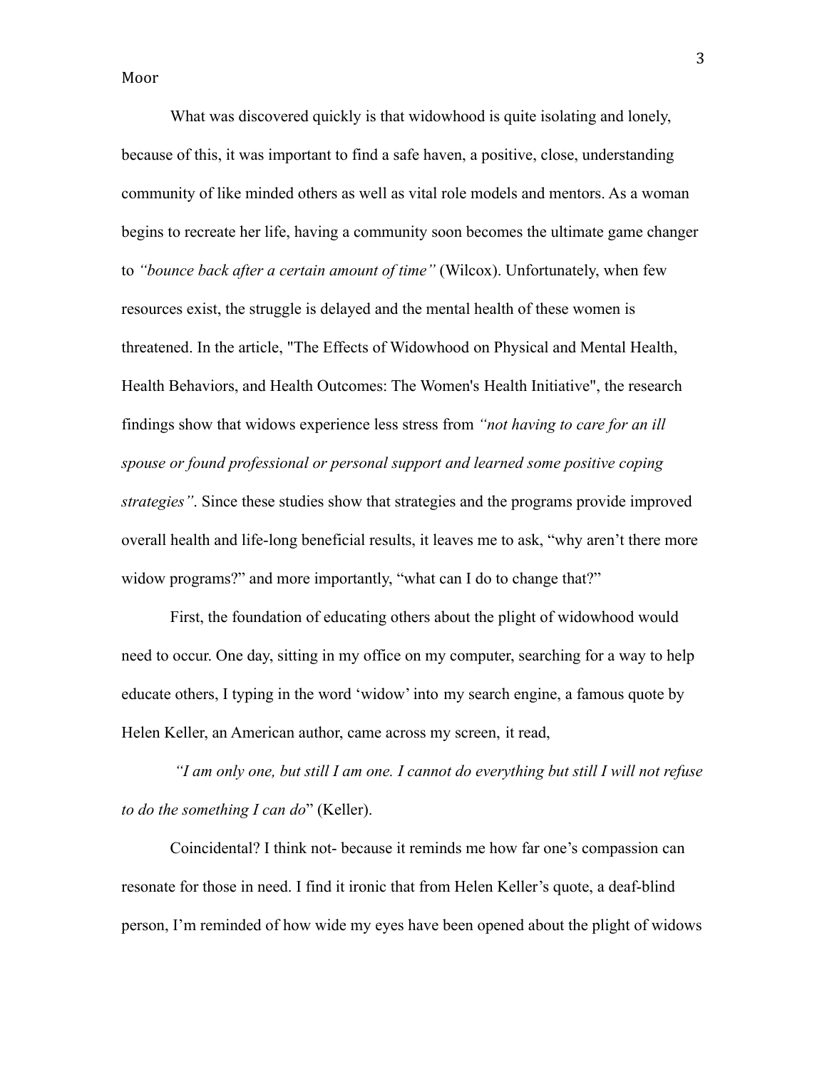What was discovered quickly is that widowhood is quite isolating and lonely, because of this, it was important to find a safe haven, a positive, close, understanding community of like minded others as well as vital role models and mentors. As a woman begins to recreate her life, having a community soon becomes the ultimate game changer to *"bounce back after a certain amount of time"* (Wilcox). Unfortunately, when few resources exist, the struggle is delayed and the mental health of these women is threatened. In the article, "The Effects of Widowhood on Physical and Mental Health, Health Behaviors, and Health Outcomes: The Women's Health Initiative", the research findings show that widows experience less stress from *"not having to care for an ill spouse or found professional or personal support and learned some positive coping strategies"*. Since these studies show that strategies and the programs provide improved overall health and life-long beneficial results, it leaves me to ask, "why aren't there more widow programs?" and more importantly, "what can I do to change that?"

First, the foundation of educating others about the plight of widowhood would need to occur. One day, sitting in my office on my computer, searching for a way to help educate others, I typing in the word 'widow' into my search engine, a famous quote by Helen Keller, an American author, came across my screen, it read,

*"I am only one, but still I am one. I cannot do everything but still I will not refuse to do the something I can do*" (Keller).

Coincidental? I think not- because it reminds me how far one's compassion can resonate for those in need. I find it ironic that from Helen Keller's quote, a deaf-blind person, I'm reminded of how wide my eyes have been opened about the plight of widows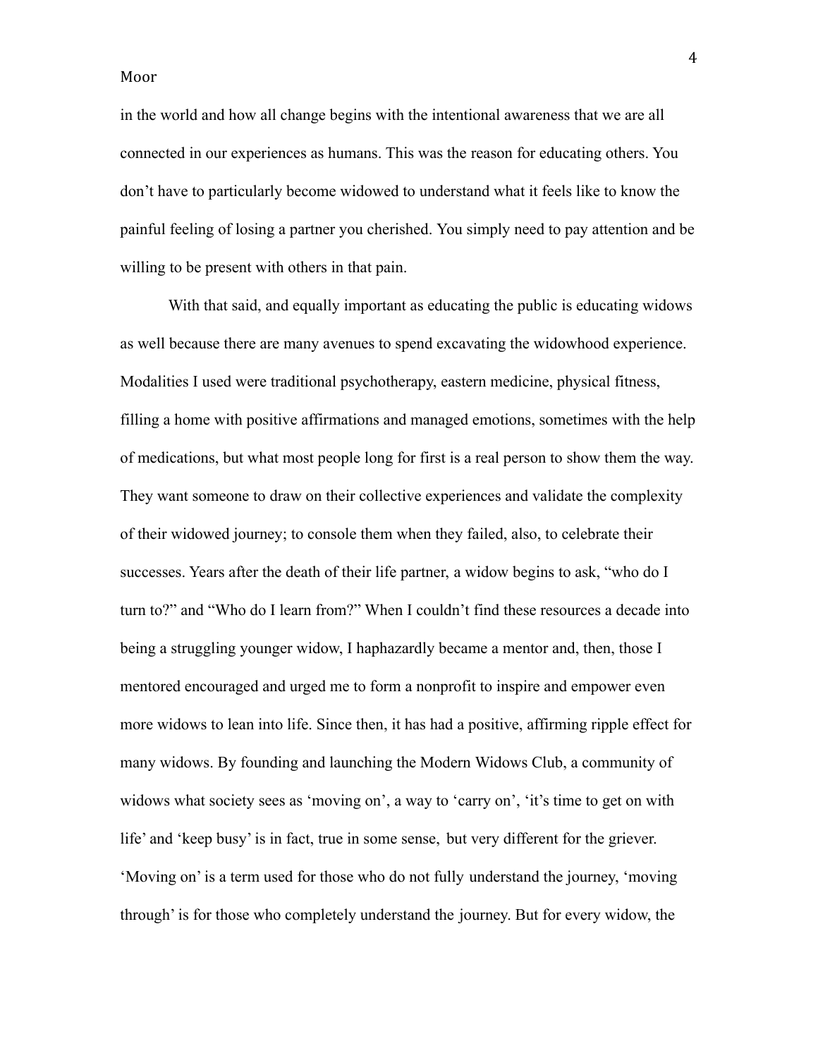in the world and how all change begins with the intentional awareness that we are all connected in our experiences as humans. This was the reason for educating others. You don't have to particularly become widowed to understand what it feels like to know the painful feeling of losing a partner you cherished. You simply need to pay attention and be willing to be present with others in that pain.

With that said, and equally important as educating the public is educating widows as well because there are many avenues to spend excavating the widowhood experience. Modalities I used were traditional psychotherapy, eastern medicine, physical fitness, filling a home with positive affirmations and managed emotions, sometimes with the help of medications, but what most people long for first is a real person to show them the way. They want someone to draw on their collective experiences and validate the complexity of their widowed journey; to console them when they failed, also, to celebrate their successes. Years after the death of their life partner, a widow begins to ask, "who do I turn to?" and "Who do I learn from?" When I couldn't find these resources a decade into being a struggling younger widow, I haphazardly became a mentor and, then, those I mentored encouraged and urged me to form a nonprofit to inspire and empower even more widows to lean into life. Since then, it has had a positive, affirming ripple effect for many widows. By founding and launching the Modern Widows Club, a community of widows what society sees as 'moving on', a way to 'carry on', 'it's time to get on with life' and 'keep busy' is in fact, true in some sense, but very different for the griever. 'Moving on' is a term used for those who do not fully understand the journey, 'moving through' is for those who completely understand the journey. But for every widow, the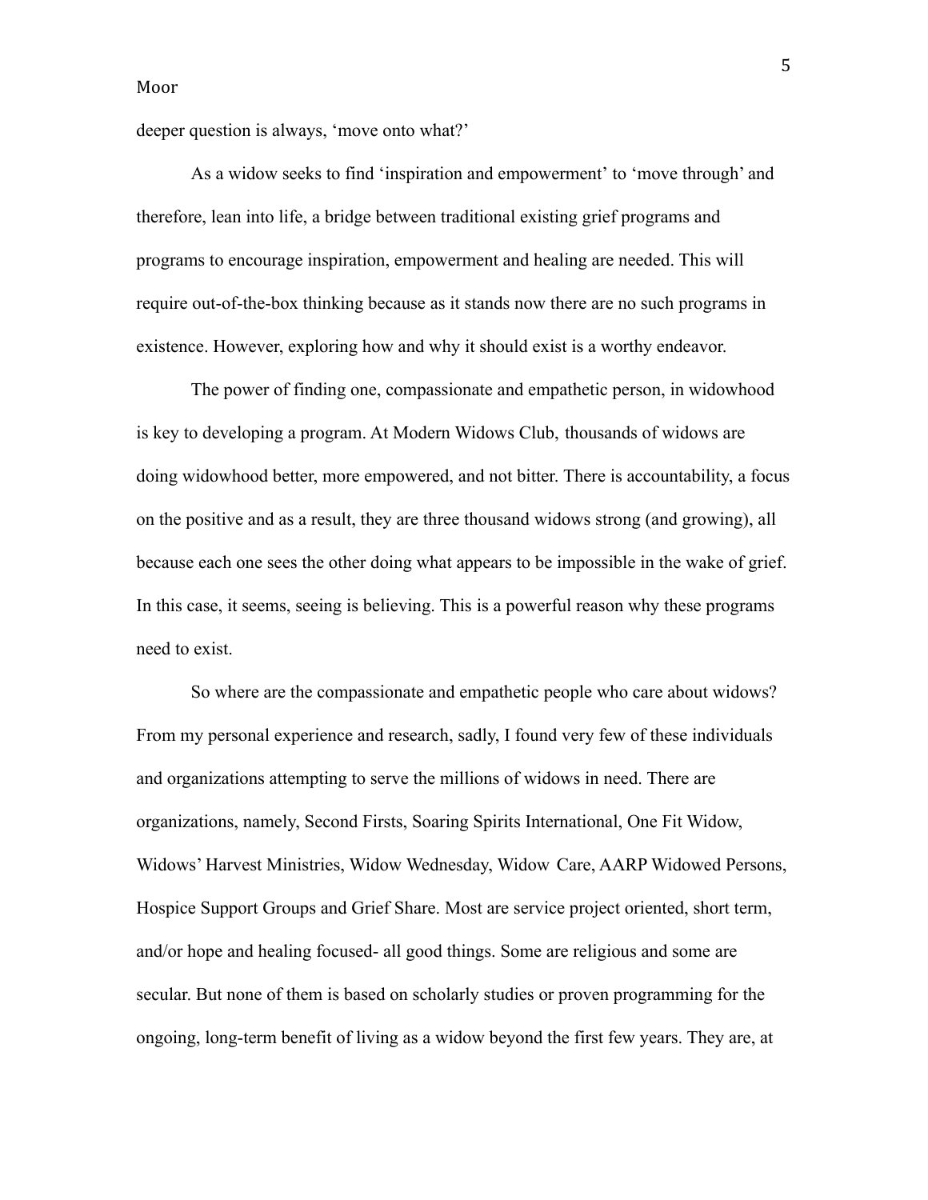deeper question is always, 'move onto what?'

As a widow seeks to find 'inspiration and empowerment' to 'move through' and therefore, lean into life, a bridge between traditional existing grief programs and programs to encourage inspiration, empowerment and healing are needed. This will require out-of-the-box thinking because as it stands now there are no such programs in existence. However, exploring how and why it should exist is a worthy endeavor.

The power of finding one, compassionate and empathetic person, in widowhood is key to developing a program. At Modern Widows Club, thousands of widows are doing widowhood better, more empowered, and not bitter. There is accountability, a focus on the positive and as a result, they are three thousand widows strong (and growing), all because each one sees the other doing what appears to be impossible in the wake of grief. In this case, it seems, seeing is believing. This is a powerful reason why these programs need to exist.

So where are the compassionate and empathetic people who care about widows? From my personal experience and research, sadly, I found very few of these individuals and organizations attempting to serve the millions of widows in need. There are organizations, namely, Second Firsts, Soaring Spirits International, One Fit Widow, Widows' Harvest Ministries, Widow Wednesday, Widow Care, AARP Widowed Persons, Hospice Support Groups and Grief Share. Most are service project oriented, short term, and/or hope and healing focused- all good things. Some are religious and some are secular. But none of them is based on scholarly studies or proven programming for the ongoing, long-term benefit of living as a widow beyond the first few years. They are, at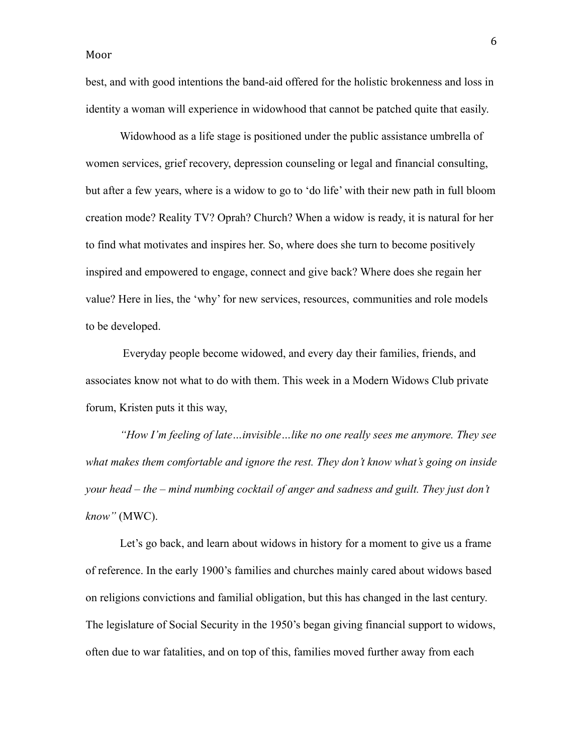best, and with good intentions the band-aid offered for the holistic brokenness and loss in identity a woman will experience in widowhood that cannot be patched quite that easily.

Widowhood as a life stage is positioned under the public assistance umbrella of women services, grief recovery, depression counseling or legal and financial consulting, but after a few years, where is a widow to go to 'do life' with their new path in full bloom creation mode? Reality TV? Oprah? Church? When a widow is ready, it is natural for her to find what motivates and inspires her. So, where does she turn to become positively inspired and empowered to engage, connect and give back? Where does she regain her value? Here in lies, the 'why' for new services, resources, communities and role models to be developed.

Everyday people become widowed, and every day their families, friends, and associates know not what to do with them. This week in a Modern Widows Club private forum, Kristen puts it this way,

*"How I'm feeling of late…invisible…like no one really sees me anymore. They see what makes them comfortable and ignore the rest. They don't know what's going on inside your head – the – mind numbing cocktail of anger and sadness and guilt. They just don't know"* (MWC).

Let's go back, and learn about widows in history for a moment to give us a frame of reference. In the early 1900's families and churches mainly cared about widows based on religions convictions and familial obligation, but this has changed in the last century. The legislature of Social Security in the 1950's began giving financial support to widows, often due to war fatalities, and on top of this, families moved further away from each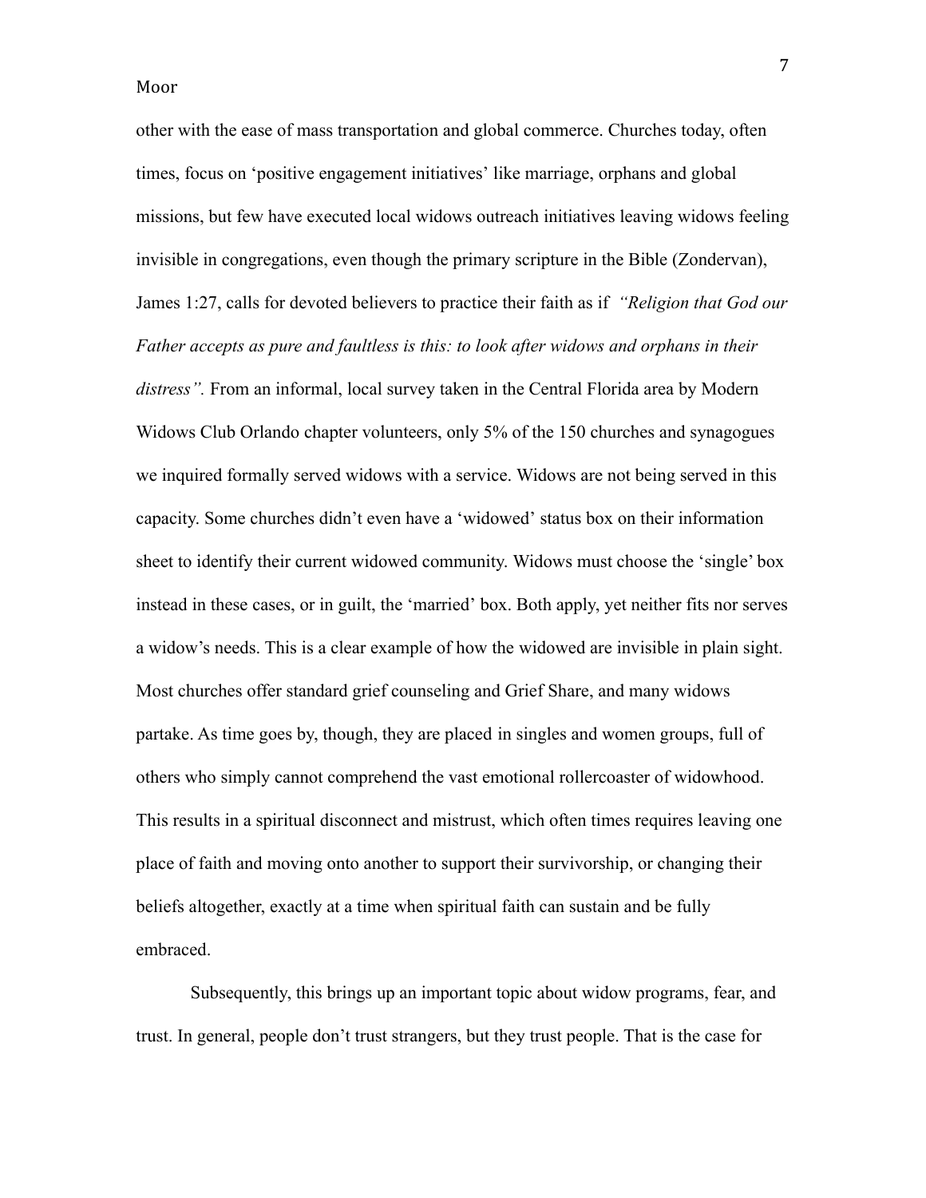other with the ease of mass transportation and global commerce. Churches today, often times, focus on 'positive engagement initiatives' like marriage, orphans and global missions, but few have executed local widows outreach initiatives leaving widows feeling invisible in congregations, even though the primary scripture in the Bible (Zondervan), James 1:27, calls for devoted believers to practice their faith as if *"Religion that God our Father accepts as pure and faultless is this: to look after widows and orphans in their distress".* From an informal, local survey taken in the Central Florida area by Modern Widows Club Orlando chapter volunteers, only 5% of the 150 churches and synagogues we inquired formally served widows with a service. Widows are not being served in this capacity. Some churches didn't even have a 'widowed' status box on their information sheet to identify their current widowed community. Widows must choose the 'single' box instead in these cases, or in guilt, the 'married' box. Both apply, yet neither fits nor serves a widow's needs. This is a clear example of how the widowed are invisible in plain sight. Most churches offer standard grief counseling and Grief Share, and many widows partake. As time goes by, though, they are placed in singles and women groups, full of others who simply cannot comprehend the vast emotional rollercoaster of widowhood. This results in a spiritual disconnect and mistrust, which often times requires leaving one place of faith and moving onto another to support their survivorship, or changing their beliefs altogether, exactly at a time when spiritual faith can sustain and be fully embraced.

Subsequently, this brings up an important topic about widow programs, fear, and trust. In general, people don't trust strangers, but they trust people. That is the case for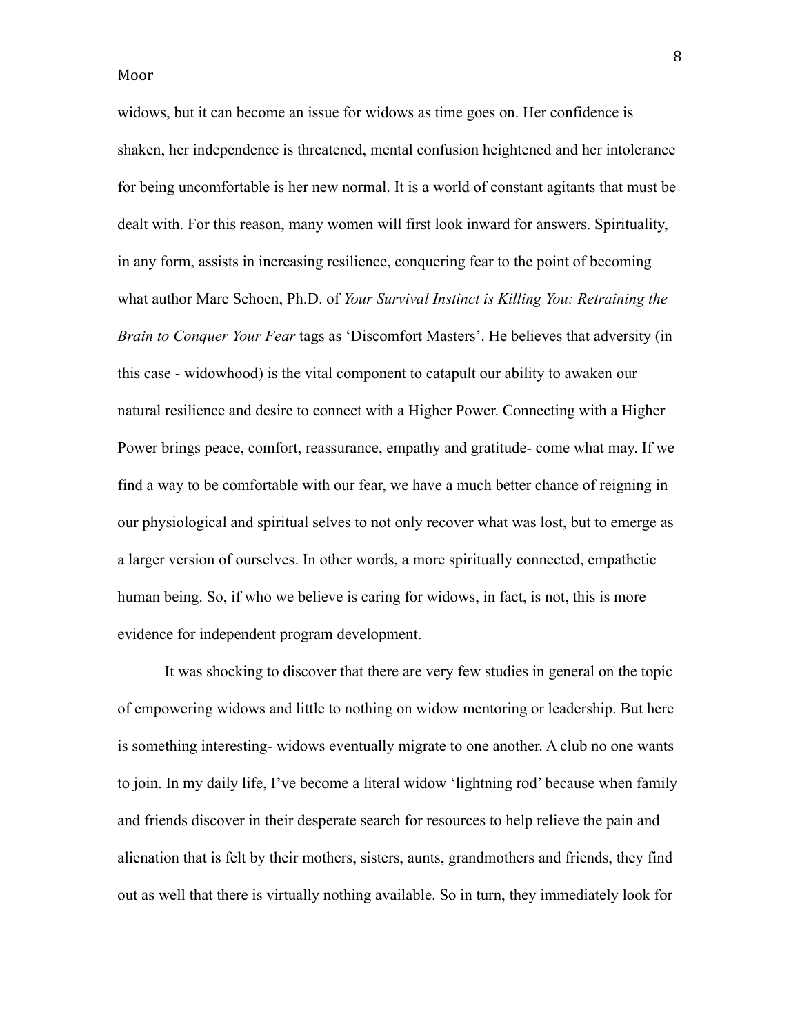widows, but it can become an issue for widows as time goes on. Her confidence is shaken, her independence is threatened, mental confusion heightened and her intolerance for being uncomfortable is her new normal. It is a world of constant agitants that must be dealt with. For this reason, many women will first look inward for answers. Spirituality, in any form, assists in increasing resilience, conquering fear to the point of becoming what author Marc Schoen, Ph.D. of *Your Survival Instinct is Killing You: Retraining the Brain to Conquer Your Fear* tags as 'Discomfort Masters'. He believes that adversity (in this case - widowhood) is the vital component to catapult our ability to awaken our natural resilience and desire to connect with a Higher Power. Connecting with a Higher Power brings peace, comfort, reassurance, empathy and gratitude- come what may. If we find a way to be comfortable with our fear, we have a much better chance of reigning in our physiological and spiritual selves to not only recover what was lost, but to emerge as a larger version of ourselves. In other words, a more spiritually connected, empathetic human being. So, if who we believe is caring for widows, in fact, is not, this is more evidence for independent program development.

It was shocking to discover that there are very few studies in general on the topic of empowering widows and little to nothing on widow mentoring or leadership. But here is something interesting- widows eventually migrate to one another. A club no one wants to join. In my daily life, I've become a literal widow 'lightning rod' because when family and friends discover in their desperate search for resources to help relieve the pain and alienation that is felt by their mothers, sisters, aunts, grandmothers and friends, they find out as well that there is virtually nothing available. So in turn, they immediately look for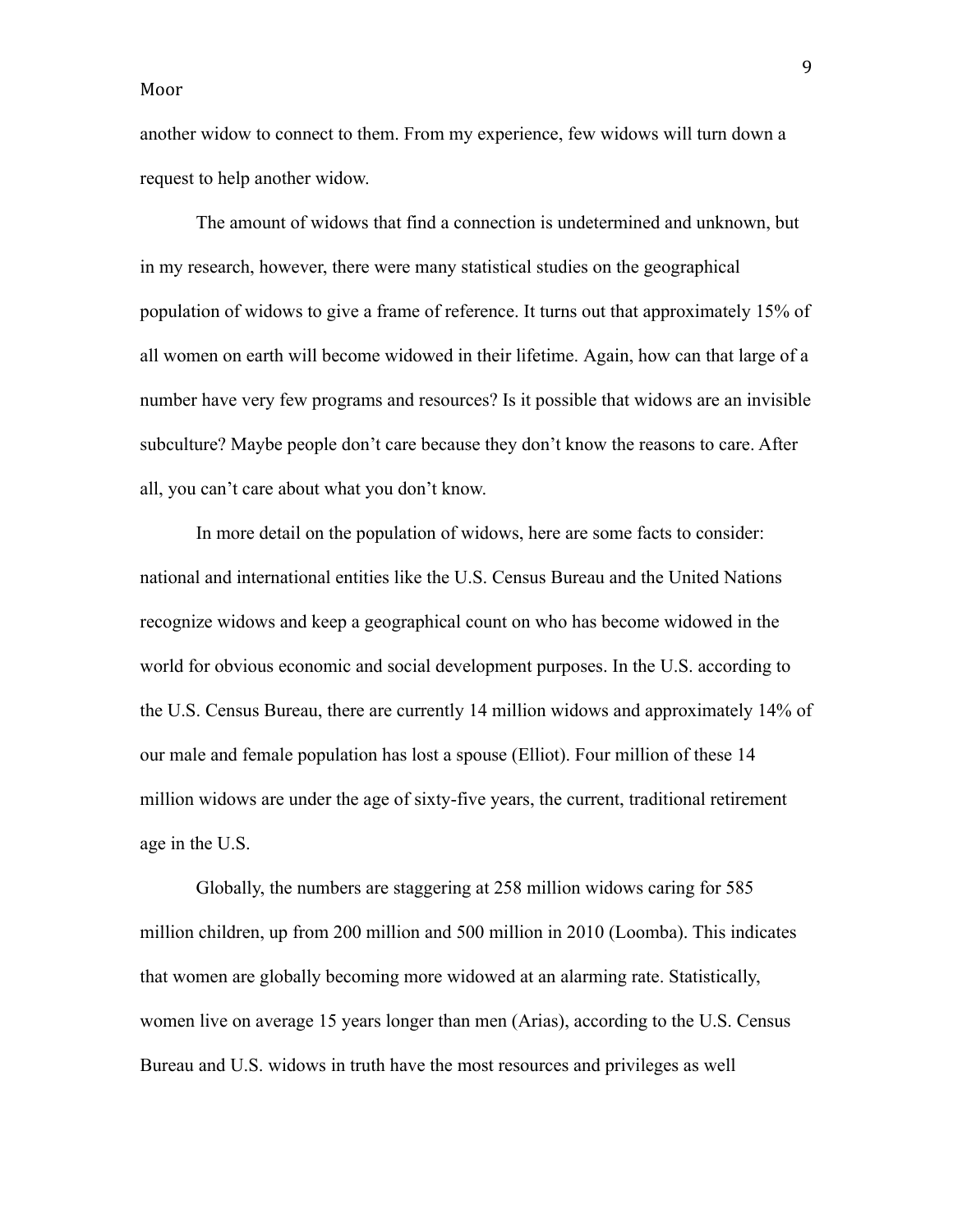another widow to connect to them. From my experience, few widows will turn down a request to help another widow.

The amount of widows that find a connection is undetermined and unknown, but in my research, however, there were many statistical studies on the geographical population of widows to give a frame of reference. It turns out that approximately 15% of all women on earth will become widowed in their lifetime. Again, how can that large of a number have very few programs and resources? Is it possible that widows are an invisible subculture? Maybe people don't care because they don't know the reasons to care. After all, you can't care about what you don't know.

In more detail on the population of widows, here are some facts to consider: national and international entities like the U.S. Census Bureau and the United Nations recognize widows and keep a geographical count on who has become widowed in the world for obvious economic and social development purposes. In the U.S. according to the U.S. Census Bureau, there are currently 14 million widows and approximately 14% of our male and female population has lost a spouse (Elliot). Four million of these 14 million widows are under the age of sixty-five years, the current, traditional retirement age in the U.S.

Globally, the numbers are staggering at 258 million widows caring for 585 million children, up from 200 million and 500 million in 2010 (Loomba). This indicates that women are globally becoming more widowed at an alarming rate. Statistically, women live on average 15 years longer than men (Arias), according to the U.S. Census Bureau and U.S. widows in truth have the most resources and privileges as well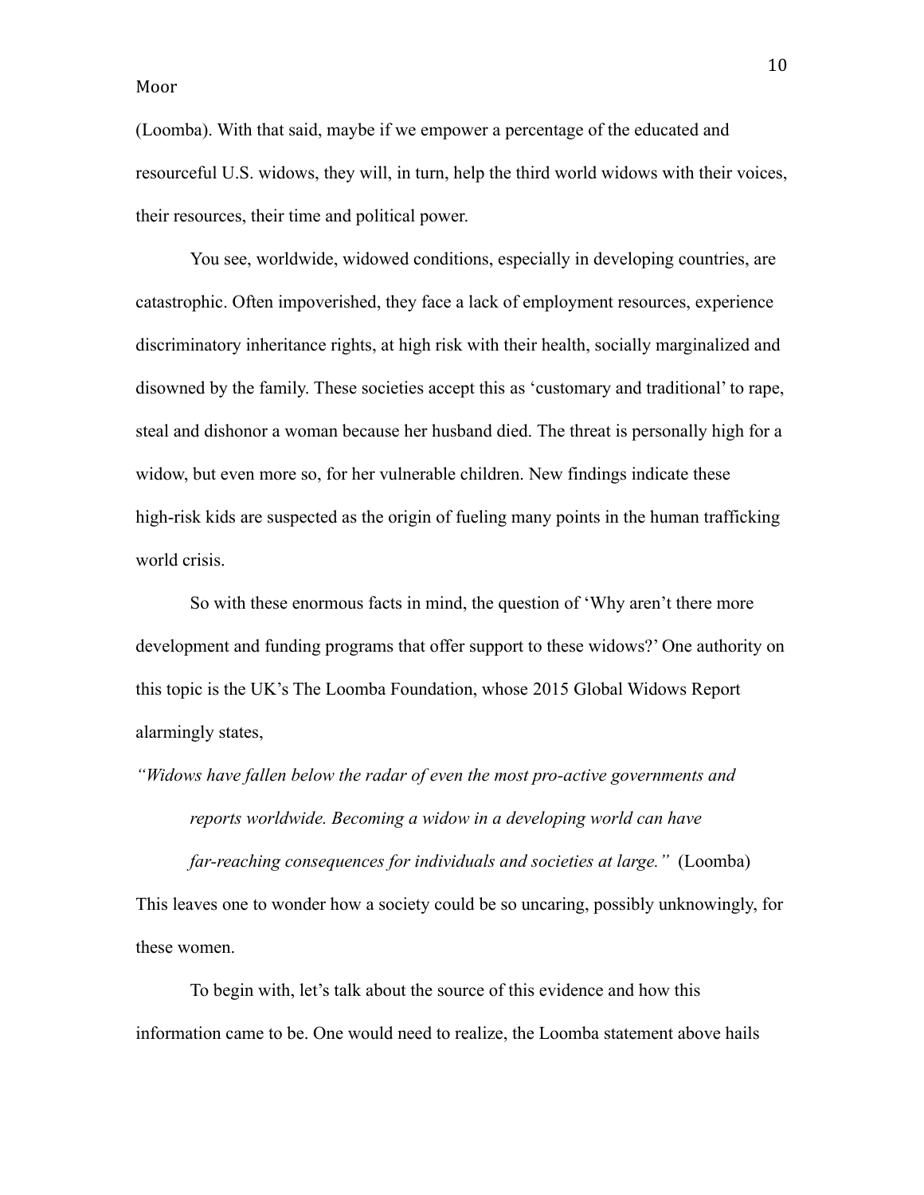(Loomba). With that said, maybe if we empower a percentage of the educated and resourceful U.S. widows, they will, in turn, help the third world widows with their voices, their resources, their time and political power.

You see, worldwide, widowed conditions, especially in developing countries, are catastrophic. Often impoverished, they face a lack of employment resources, experience discriminatory inheritance rights, at high risk with their health, socially marginalized and disowned by the family. These societies accept this as 'customary and traditional' to rape, steal and dishonor a woman because her husband died. The threat is personally high for a widow, but even more so, for her vulnerable children. New findings indicate these high-risk kids are suspected as the origin of fueling many points in the human trafficking world crisis.

So with these enormous facts in mind, the question of 'Why aren't there more development and funding programs that offer support to these widows?' One authority on this topic is the UK's The Loomba Foundation, whose 2015 Global Widows Report alarmingly states,

> *"Widows have fallen below the radar of even the most pro-active governments and reports worldwide. Becoming a widow in a developing world can have far-reaching consequences for individuals and societies at large."* (Loomba)

This leaves one to wonder how a society could be so uncaring, possibly unknowingly, for these women.

To begin with, let's talk about the source of this evidence and how this information came to be. One would need to realize, the Loomba statement above hails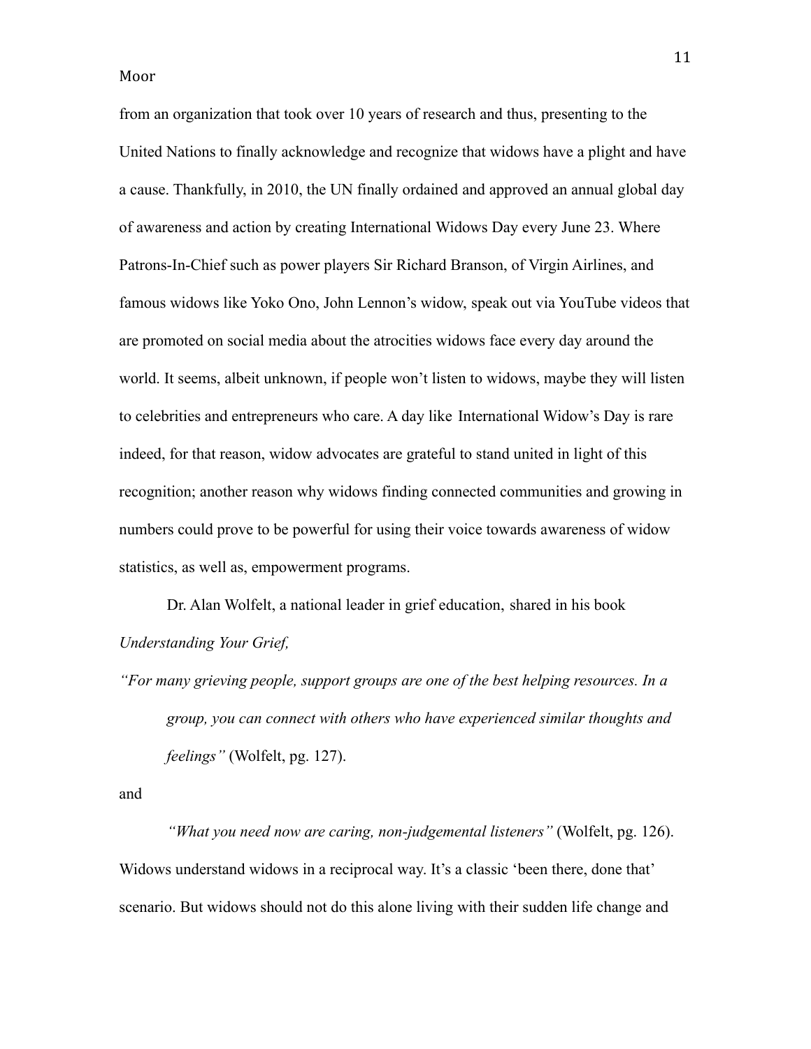from an organization that took over 10 years of research and thus, presenting to the United Nations to finally acknowledge and recognize that widows have a plight and have a cause. Thankfully, in 2010, the UN finally ordained and approved an annual global day of awareness and action by creating International Widows Day every June 23. Where Patrons-In-Chief such as power players Sir Richard Branson, of Virgin Airlines, and famous widows like Yoko Ono, John Lennon's widow, speak out via YouTube videos that are promoted on social media about the atrocities widows face every day around the world. It seems, albeit unknown, if people won't listen to widows, maybe they will listen to celebrities and entrepreneurs who care. A day like International Widow's Day is rare indeed, for that reason, widow advocates are grateful to stand united in light of this recognition; another reason why widows finding connected communities and growing in numbers could prove to be powerful for using their voice towards awareness of widow statistics, as well as, empowerment programs.

Dr. Alan Wolfelt, a national leader in grief education, shared in his book *Understanding Your Grief,*

> *"For many grieving people, support groups are one of the best helping resources. In a group, you can connect with others who have experienced similar thoughts and feelings"* (Wolfelt, pg. 127).

and

> *"What you need now are caring, non-judgemental listeners"* (Wolfelt, pg. 126).

Widows understand widows in a reciprocal way. It's a classic 'been there, done that' scenario. But widows should not do this alone living with their sudden life change and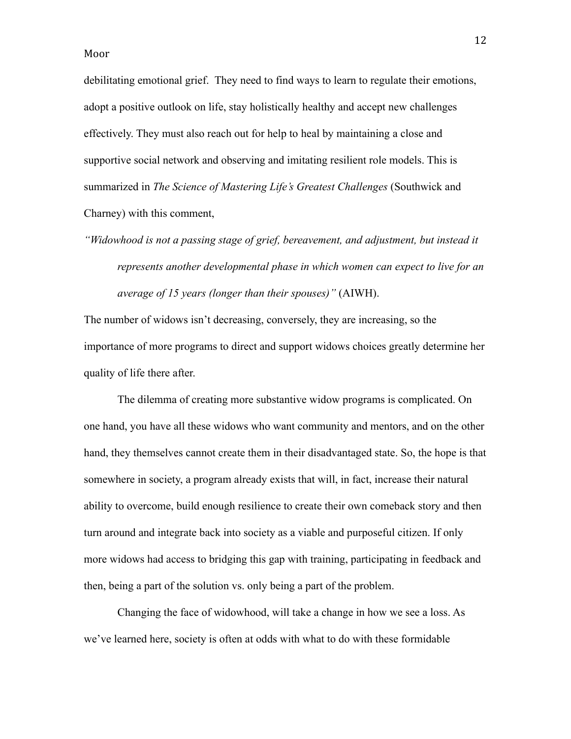debilitating emotional grief. They need to find ways to learn to regulate their emotions, adopt a positive outlook on life, stay holistically healthy and accept new challenges effectively. They must also reach out for help to heal by maintaining a close and supportive social network and observing and imitating resilient role models. This is summarized in *The Science of Mastering Life's Greatest Challenges* (Southwick and Charney) with this comment,

> *"Widowhood is not a passing stage of grief, bereavement, and adjustment, but instead it represents another developmental phase in which women can expect to live for an average of 15 years (longer than their spouses)"* (AIWH).

The number of widows isn't decreasing, conversely, they are increasing, so the importance of more programs to direct and support widows choices greatly determine her quality of life there after.

The dilemma of creating more substantive widow programs is complicated. On one hand, you have all these widows who want community and mentors, and on the other hand, they themselves cannot create them in their disadvantaged state. So, the hope is that somewhere in society, a program already exists that will, in fact, increase their natural ability to overcome, build enough resilience to create their own comeback story and then turn around and integrate back into society as a viable and purposeful citizen. If only more widows had access to bridging this gap with training, participating in feedback and then, being a part of the solution vs. only being a part of the problem.

Changing the face of widowhood, will take a change in how we see a loss. As we've learned here, society is often at odds with what to do with these formidable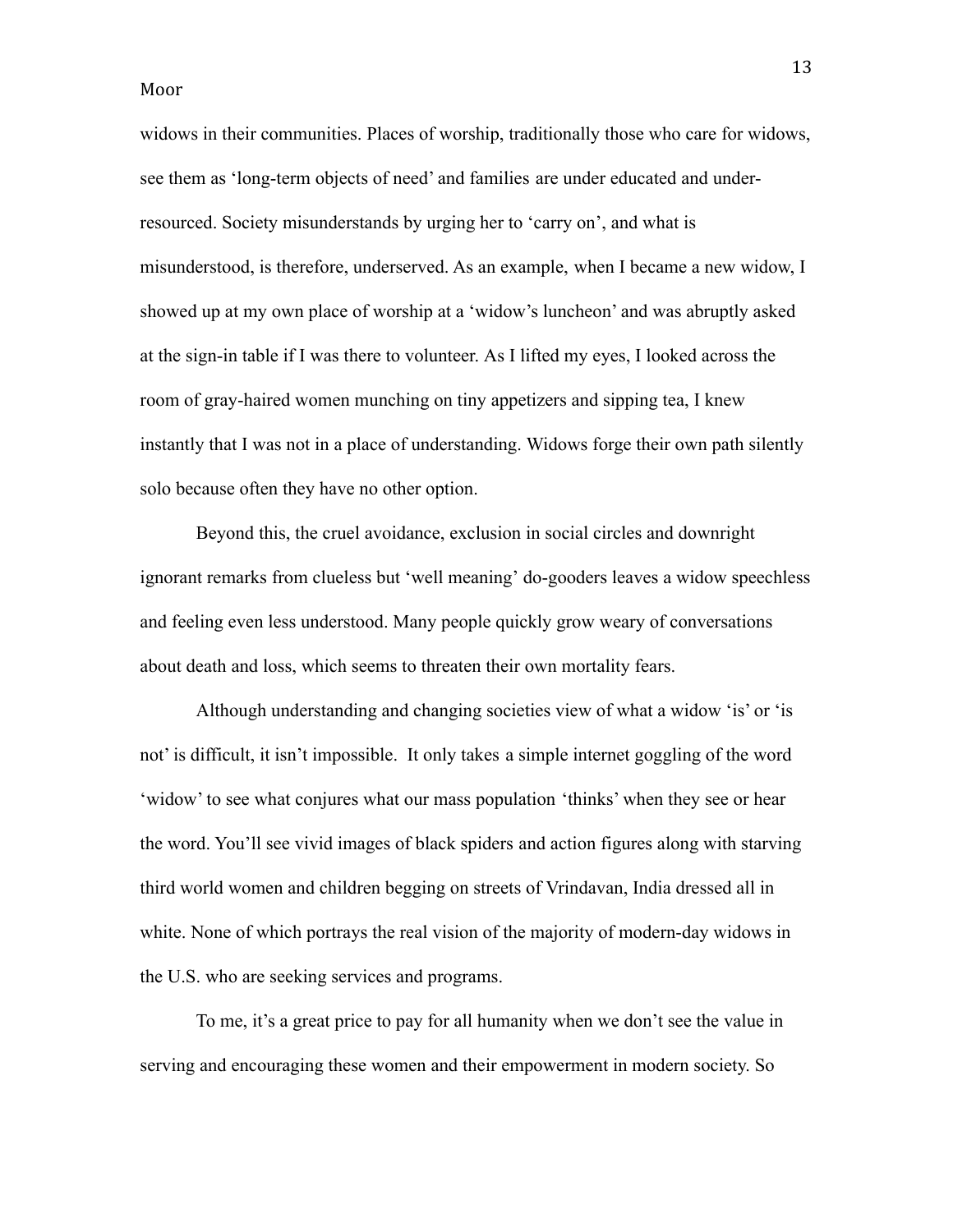widows in their communities. Places of worship, traditionally those who care for widows, see them as 'long-term objects of need' and families are under educated and under-resourced. Society misunderstands by urging her to 'carry on', and what is misunderstood, is therefore, underserved. As an example, when I became a new widow, I showed up at my own place of worship at a 'widow's luncheon' and was abruptly asked at the sign-in table if I was there to volunteer. As I lifted my eyes, I looked across the room of gray-haired women munching on tiny appetizers and sipping tea, I knew instantly that I was not in a place of understanding. Widows forge their own path silently solo because often they have no other option.

Beyond this, the cruel avoidance, exclusion in social circles and downright ignorant remarks from clueless but 'well meaning' do-gooders leaves a widow speechless and feeling even less understood. Many people quickly grow weary of conversations about death and loss, which seems to threaten their own mortality fears.

Although understanding and changing societies view of what a widow 'is' or 'is not' is difficult, it isn't impossible. It only takes a simple internet goggling of the word 'widow' to see what conjures what our mass population 'thinks' when they see or hear the word. You'll see vivid images of black spiders and action figures along with starving third world women and children begging on streets of Vrindavan, India dressed all in white. None of which portrays the real vision of the majority of modern-day widows in the U.S. who are seeking services and programs.

To me, it's a great price to pay for all humanity when we don't see the value in serving and encouraging these women and their empowerment in modern society. So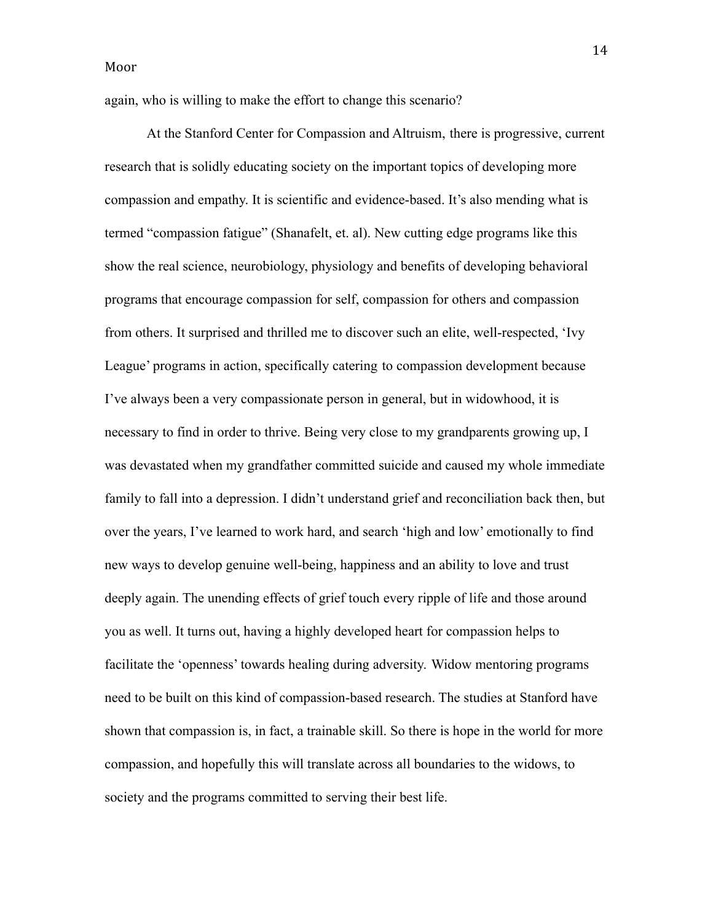again, who is willing to make the effort to change this scenario?

At the Stanford Center for Compassion and Altruism, there is progressive, current research that is solidly educating society on the important topics of developing more compassion and empathy. It is scientific and evidence-based. It's also mending what is termed "compassion fatigue" (Shanafelt, et. al). New cutting edge programs like this show the real science, neurobiology, physiology and benefits of developing behavioral programs that encourage compassion for self, compassion for others and compassion from others. It surprised and thrilled me to discover such an elite, well-respected, 'Ivy League' programs in action, specifically catering to compassion development because I've always been a very compassionate person in general, but in widowhood, it is necessary to find in order to thrive. Being very close to my grandparents growing up, I was devastated when my grandfather committed suicide and caused my whole immediate family to fall into a depression. I didn't understand grief and reconciliation back then, but over the years, I've learned to work hard, and search 'high and low' emotionally to find new ways to develop genuine well-being, happiness and an ability to love and trust deeply again. The unending effects of grief touch every ripple of life and those around you as well. It turns out, having a highly developed heart for compassion helps to facilitate the 'openness' towards healing during adversity. Widow mentoring programs need to be built on this kind of compassion-based research. The studies at Stanford have shown that compassion is, in fact, a trainable skill. So there is hope in the world for more compassion, and hopefully this will translate across all boundaries to the widows, to society and the programs committed to serving their best life.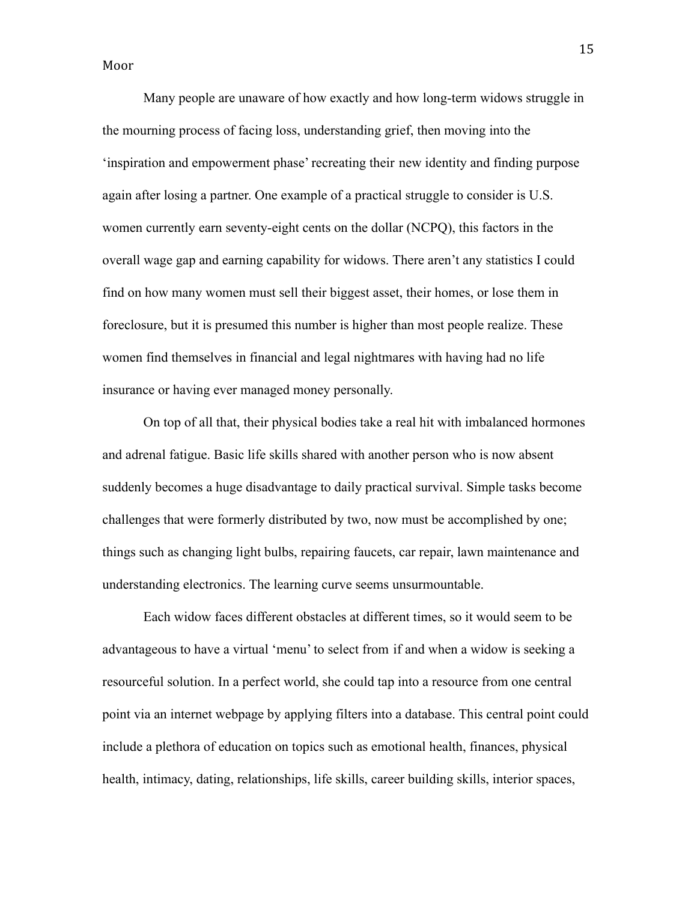Many people are unaware of how exactly and how long-term widows struggle in the mourning process of facing loss, understanding grief, then moving into the 'inspiration and empowerment phase' recreating their new identity and finding purpose again after losing a partner. One example of a practical struggle to consider is U.S. women currently earn seventy-eight cents on the dollar (NCPQ), this factors in the overall wage gap and earning capability for widows. There aren't any statistics I could find on how many women must sell their biggest asset, their homes, or lose them in foreclosure, but it is presumed this number is higher than most people realize. These women find themselves in financial and legal nightmares with having had no life insurance or having ever managed money personally.

On top of all that, their physical bodies take a real hit with imbalanced hormones and adrenal fatigue. Basic life skills shared with another person who is now absent suddenly becomes a huge disadvantage to daily practical survival. Simple tasks become challenges that were formerly distributed by two, now must be accomplished by one; things such as changing light bulbs, repairing faucets, car repair, lawn maintenance and understanding electronics. The learning curve seems unsurmountable.

Each widow faces different obstacles at different times, so it would seem to be advantageous to have a virtual 'menu' to select from if and when a widow is seeking a resourceful solution. In a perfect world, she could tap into a resource from one central point via an internet webpage by applying filters into a database. This central point could include a plethora of education on topics such as emotional health, finances, physical health, intimacy, dating, relationships, life skills, career building skills, interior spaces,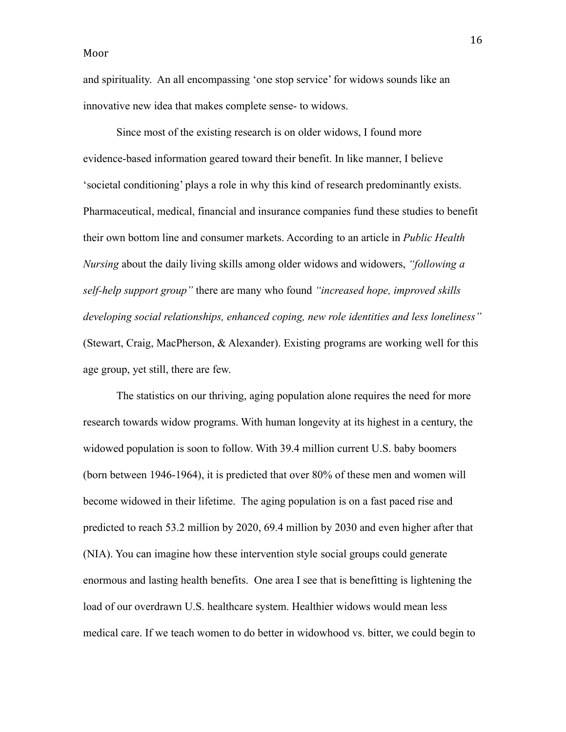and spirituality. An all encompassing 'one stop service' for widows sounds like an innovative new idea that makes complete sense- to widows.

Since most of the existing research is on older widows, I found more evidence-based information geared toward their benefit. In like manner, I believe 'societal conditioning' plays a role in why this kind of research predominantly exists. Pharmaceutical, medical, financial and insurance companies fund these studies to benefit their own bottom line and consumer markets. According to an article in *Public Health Nursing* about the daily living skills among older widows and widowers, *"following a self-help support group"* there are many who found *"increased hope, improved skills developing social relationships, enhanced coping, new role identities and less loneliness"* (Stewart, Craig, MacPherson, & Alexander). Existing programs are working well for this age group, yet still, there are few.

The statistics on our thriving, aging population alone requires the need for more research towards widow programs. With human longevity at its highest in a century, the widowed population is soon to follow. With 39.4 million current U.S. baby boomers (born between 1946-1964), it is predicted that over 80% of these men and women will become widowed in their lifetime. The aging population is on a fast paced rise and predicted to reach 53.2 million by 2020, 69.4 million by 2030 and even higher after that (NIA). You can imagine how these intervention style social groups could generate enormous and lasting health benefits. One area I see that is benefitting is lightening the load of our overdrawn U.S. healthcare system. Healthier widows would mean less medical care. If we teach women to do better in widowhood vs. bitter, we could begin to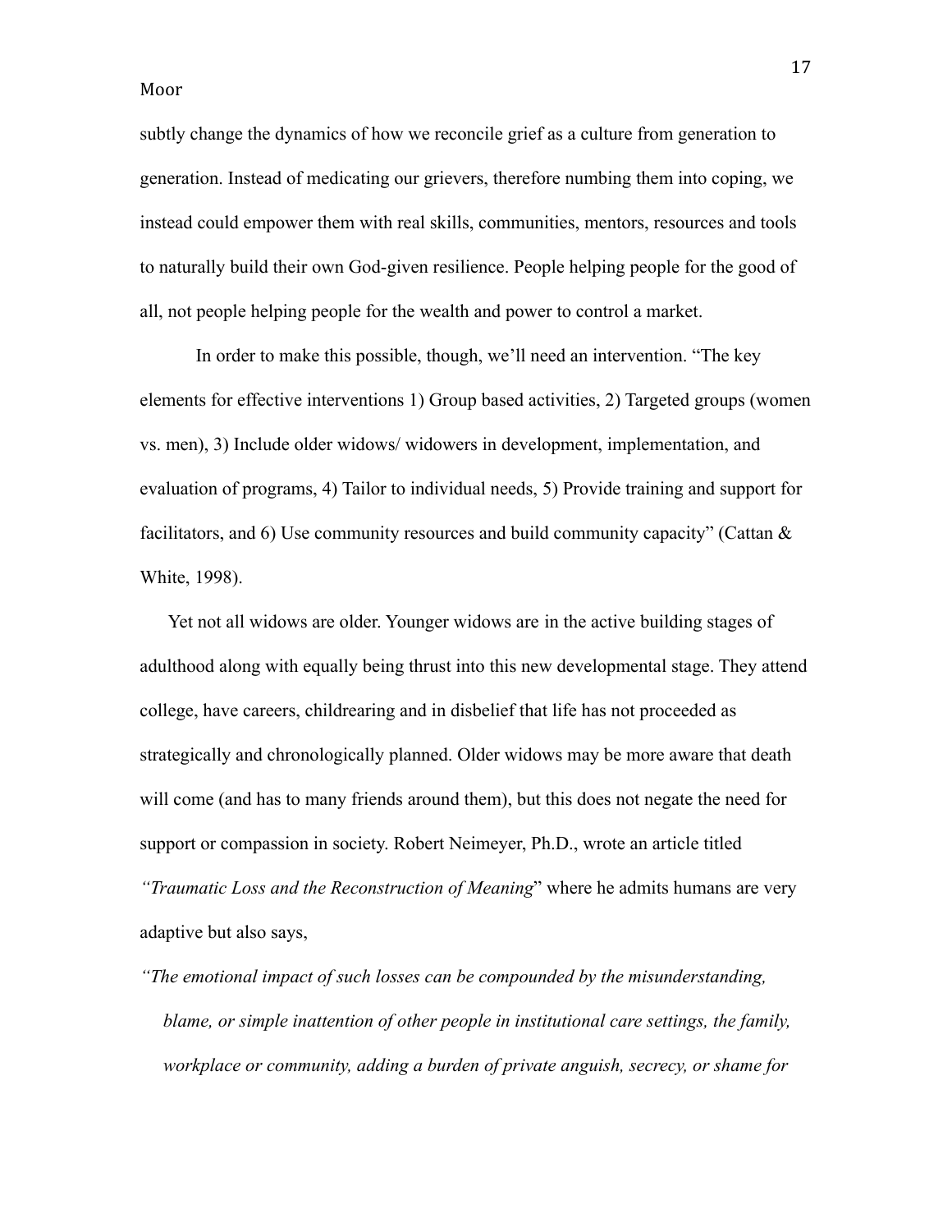subtly change the dynamics of how we reconcile grief as a culture from generation to generation. Instead of medicating our grievers, therefore numbing them into coping, we instead could empower them with real skills, communities, mentors, resources and tools to naturally build their own God-given resilience. People helping people for the good of all, not people helping people for the wealth and power to control a market.

In order to make this possible, though, we'll need an intervention. "The key elements for effective interventions 1) Group based activities, 2) Targeted groups (women vs. men), 3) Include older widows/ widowers in development, implementation, and evaluation of programs, 4) Tailor to individual needs, 5) Provide training and support for facilitators, and 6) Use community resources and build community capacity" (Cattan & White, 1998).

Yet not all widows are older. Younger widows are in the active building stages of adulthood along with equally being thrust into this new developmental stage. They attend college, have careers, childrearing and in disbelief that life has not proceeded as strategically and chronologically planned. Older widows may be more aware that death will come (and has to many friends around them), but this does not negate the need for support or compassion in society. Robert Neimeyer, Ph.D., wrote an article titled *"Traumatic Loss and the Reconstruction of Meaning*" where he admits humans are very adaptive but also says,

*"The emotional impact of such losses can be compounded by the misunderstanding, blame, or simple inattention of other people in institutional care settings, the family, workplace or community, adding a burden of private anguish, secrecy, or shame for*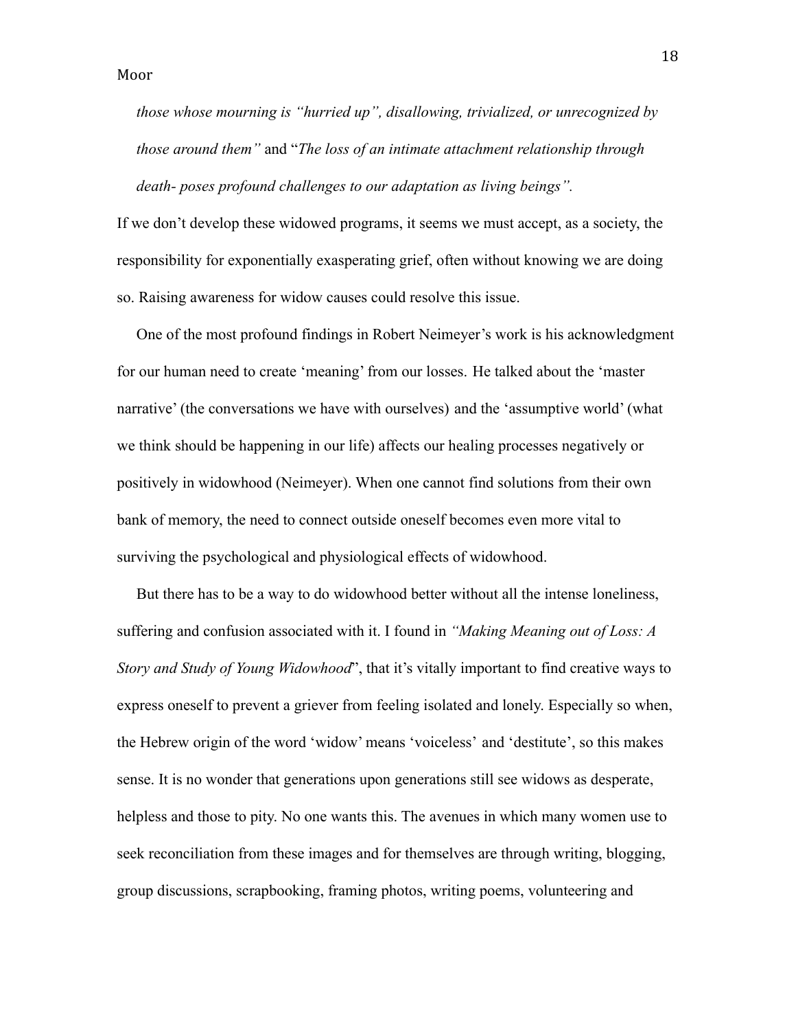*those whose mourning is "hurried up", disallowing, trivialized, or unrecognized by those around them"* and "*The loss of an intimate attachment relationship through death- poses profound challenges to our adaptation as living beings".*

If we don't develop these widowed programs, it seems we must accept, as a society, the responsibility for exponentially exasperating grief, often without knowing we are doing so. Raising awareness for widow causes could resolve this issue.

One of the most profound findings in Robert Neimeyer's work is his acknowledgment for our human need to create 'meaning' from our losses. He talked about the 'master narrative' (the conversations we have with ourselves) and the 'assumptive world' (what we think should be happening in our life) affects our healing processes negatively or positively in widowhood (Neimeyer). When one cannot find solutions from their own bank of memory, the need to connect outside oneself becomes even more vital to surviving the psychological and physiological effects of widowhood.

But there has to be a way to do widowhood better without all the intense loneliness, suffering and confusion associated with it. I found in *"Making Meaning out of Loss: A Story and Study of Young Widowhood*", that it's vitally important to find creative ways to express oneself to prevent a griever from feeling isolated and lonely. Especially so when, the Hebrew origin of the word 'widow' means 'voiceless' and 'destitute', so this makes sense. It is no wonder that generations upon generations still see widows as desperate, helpless and those to pity. No one wants this. The avenues in which many women use to seek reconciliation from these images and for themselves are through writing, blogging, group discussions, scrapbooking, framing photos, writing poems, volunteering and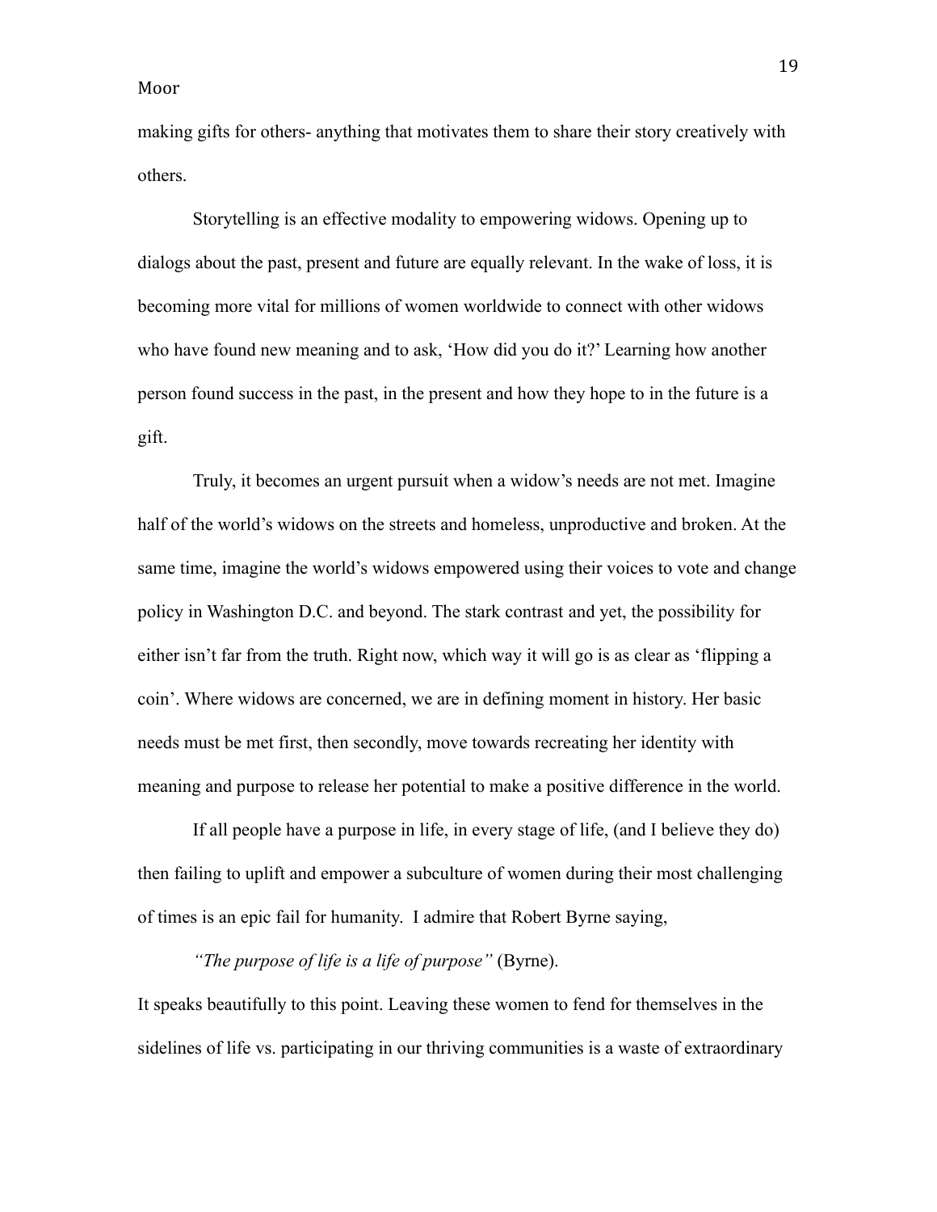making gifts for others- anything that motivates them to share their story creatively with others.

Storytelling is an effective modality to empowering widows. Opening up to dialogs about the past, present and future are equally relevant. In the wake of loss, it is becoming more vital for millions of women worldwide to connect with other widows who have found new meaning and to ask, 'How did you do it?' Learning how another person found success in the past, in the present and how they hope to in the future is a gift.

Truly, it becomes an urgent pursuit when a widow's needs are not met. Imagine half of the world's widows on the streets and homeless, unproductive and broken. At the same time, imagine the world's widows empowered using their voices to vote and change policy in Washington D.C. and beyond. The stark contrast and yet, the possibility for either isn't far from the truth. Right now, which way it will go is as clear as 'flipping a coin'. Where widows are concerned, we are in defining moment in history. Her basic needs must be met first, then secondly, move towards recreating her identity with meaning and purpose to release her potential to make a positive difference in the world.

If all people have a purpose in life, in every stage of life, (and I believe they do) then failing to uplift and empower a subculture of women during their most challenging of times is an epic fail for humanity. I admire that Robert Byrne saying,

*"The purpose of life is a life of purpose"* (Byrne).

It speaks beautifully to this point. Leaving these women to fend for themselves in the sidelines of life vs. participating in our thriving communities is a waste of extraordinary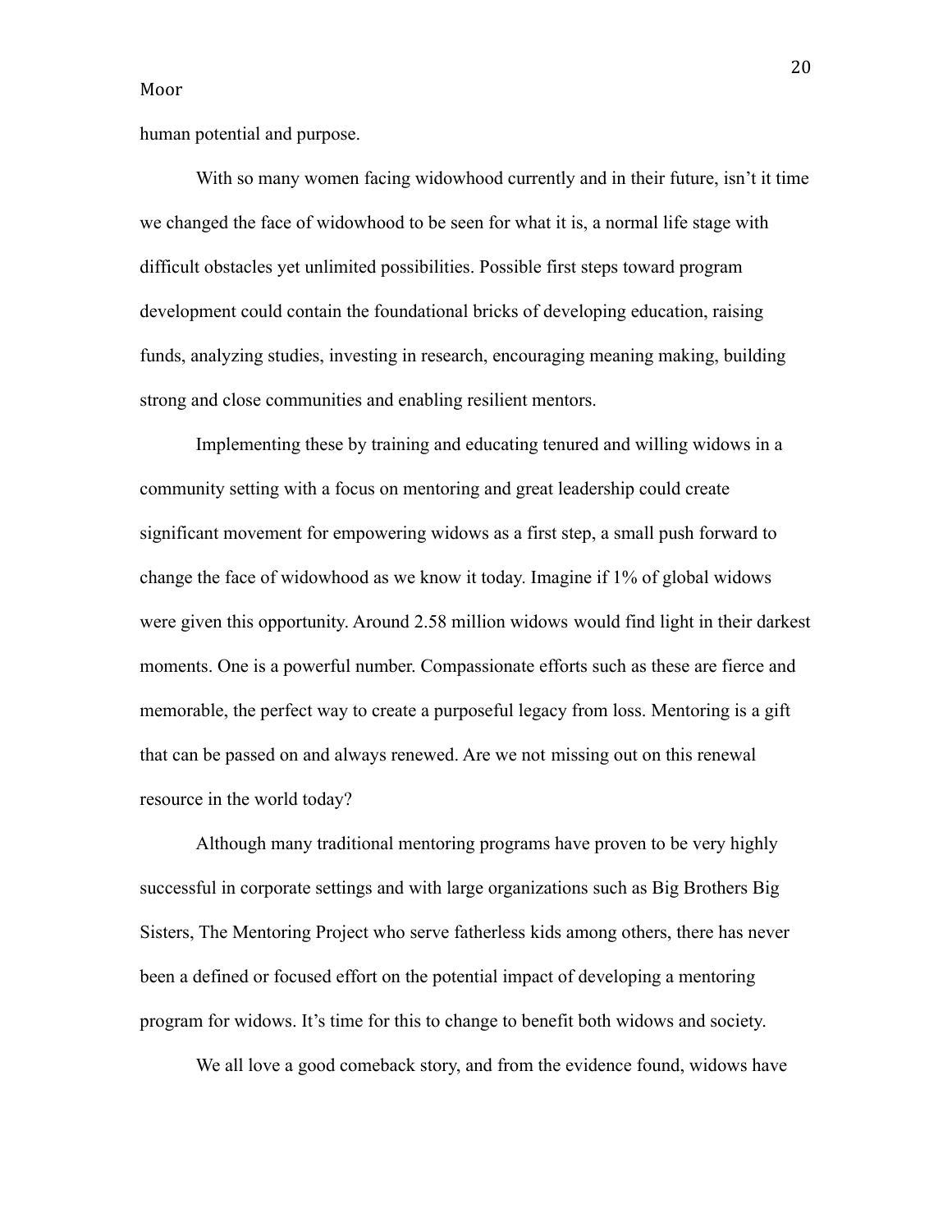human potential and purpose.

With so many women facing widowhood currently and in their future, isn't it time we changed the face of widowhood to be seen for what it is, a normal life stage with difficult obstacles yet unlimited possibilities. Possible first steps toward program development could contain the foundational bricks of developing education, raising funds, analyzing studies, investing in research, encouraging meaning making, building strong and close communities and enabling resilient mentors.

Implementing these by training and educating tenured and willing widows in a community setting with a focus on mentoring and great leadership could create significant movement for empowering widows as a first step, a small push forward to change the face of widowhood as we know it today. Imagine if 1% of global widows were given this opportunity. Around 2.58 million widows would find light in their darkest moments. One is a powerful number. Compassionate efforts such as these are fierce and memorable, the perfect way to create a purposeful legacy from loss. Mentoring is a gift that can be passed on and always renewed. Are we not missing out on this renewal resource in the world today?

Although many traditional mentoring programs have proven to be very highly successful in corporate settings and with large organizations such as Big Brothers Big Sisters, The Mentoring Project who serve fatherless kids among others, there has never been a defined or focused effort on the potential impact of developing a mentoring program for widows. It's time for this to change to benefit both widows and society.

We all love a good comeback story, and from the evidence found, widows have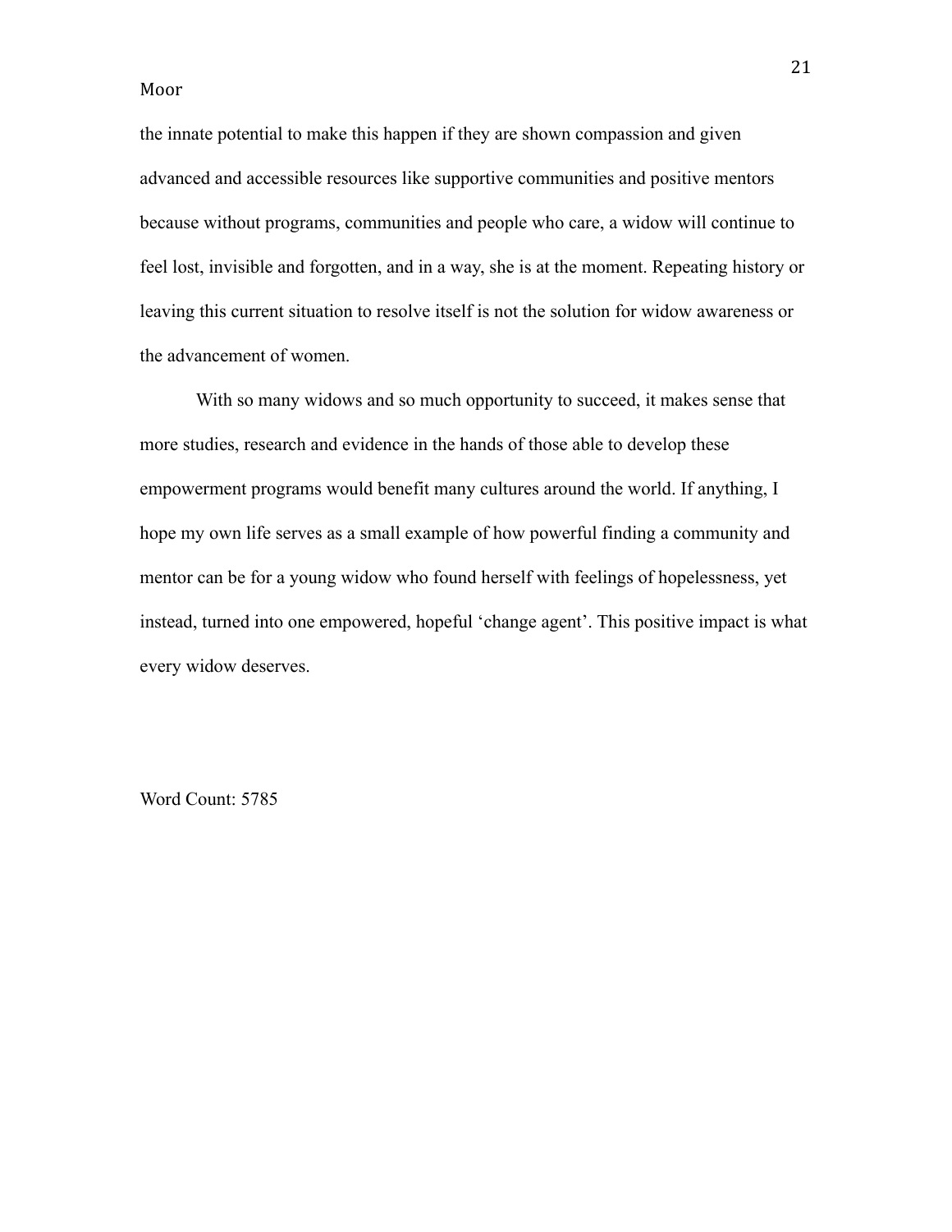the innate potential to make this happen if they are shown compassion and given advanced and accessible resources like supportive communities and positive mentors because without programs, communities and people who care, a widow will continue to feel lost, invisible and forgotten, and in a way, she is at the moment. Repeating history or leaving this current situation to resolve itself is not the solution for widow awareness or the advancement of women.

With so many widows and so much opportunity to succeed, it makes sense that more studies, research and evidence in the hands of those able to develop these empowerment programs would benefit many cultures around the world. If anything, I hope my own life serves as a small example of how powerful finding a community and mentor can be for a young widow who found herself with feelings of hopelessness, yet instead, turned into one empowered, hopeful 'change agent'. This positive impact is what every widow deserves.

Word Count: 5785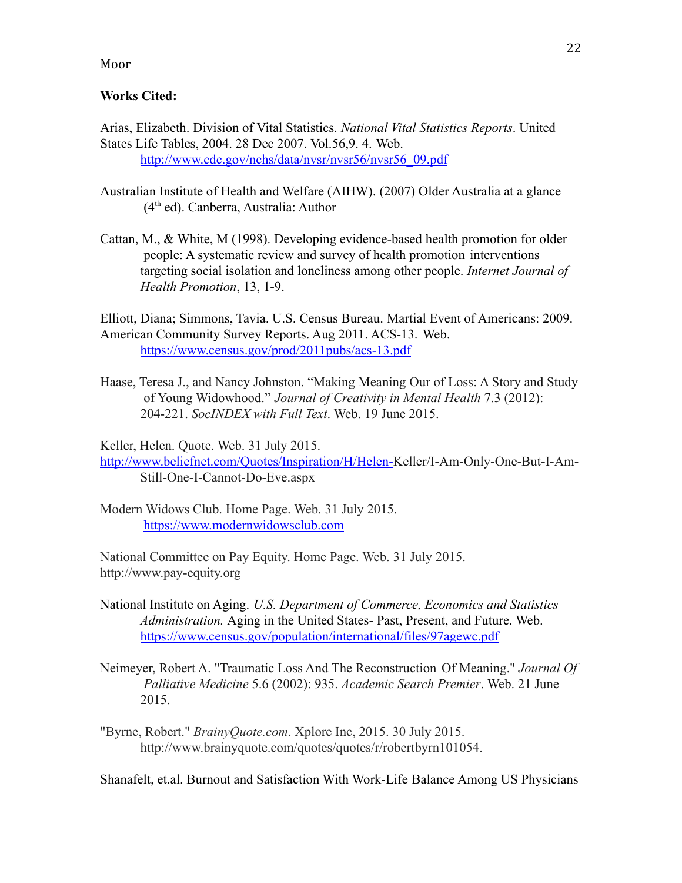**Works Cited:**

Arias, Elizabeth. Division of Vital Statistics. *National Vital Statistics Reports*. United States Life Tables, 2004. 28 Dec 2007. Vol.56,9. 4. Web. http://www.cdc.gov/nchs/data/nvsr/nvsr56/nvsr56_09.pdf

Australian Institute of Health and Welfare (AIHW). (2007) Older Australia at a glance (4th ed). Canberra, Australia: Author

Cattan, M., & White, M (1998). Developing evidence-based health promotion for older people: A systematic review and survey of health promotion interventions targeting social isolation and loneliness among other people. *Internet Journal of Health Promotion*, 13, 1-9.

Elliott, Diana; Simmons, Tavia. U.S. Census Bureau. Martial Event of Americans: 2009. American Community Survey Reports. Aug 2011. ACS-13. Web. https://www.census.gov/prod/2011pubs/acs-13.pdf

Haase, Teresa J., and Nancy Johnston. "Making Meaning Our of Loss: A Story and Study of Young Widowhood." *Journal of Creativity in Mental Health* 7.3 (2012): 204-221. *SocINDEX with Full Text*. Web. 19 June 2015.

Keller, Helen. Quote. Web. 31 July 2015. http://www.beliefnet.com/Quotes/Inspiration/H/Helen-Keller/I-Am-Only-One-But-I-Am-Still-One-I-Cannot-Do-Eve.aspx

Modern Widows Club. Home Page. Web. 31 July 2015. https://www.modernwidowsclub.com

National Committee on Pay Equity. Home Page. Web. 31 July 2015. http://www.pay-equity.org

National Institute on Aging. *U.S. Department of Commerce, Economics and Statistics Administration.* Aging in the United States- Past, Present, and Future. Web. https://www.census.gov/population/international/files/97agewc.pdf

Neimeyer, Robert A. "Traumatic Loss And The Reconstruction Of Meaning." *Journal Of Palliative Medicine* 5.6 (2002): 935. *Academic Search Premier*. Web. 21 June 2015.

"Byrne, Robert." *BrainyQuote.com*. Xplore Inc, 2015. 30 July 2015. http://www.brainyquote.com/quotes/quotes/r/robertbyrn101054.

Shanafelt, et.al. Burnout and Satisfaction With Work-Life Balance Among US Physicians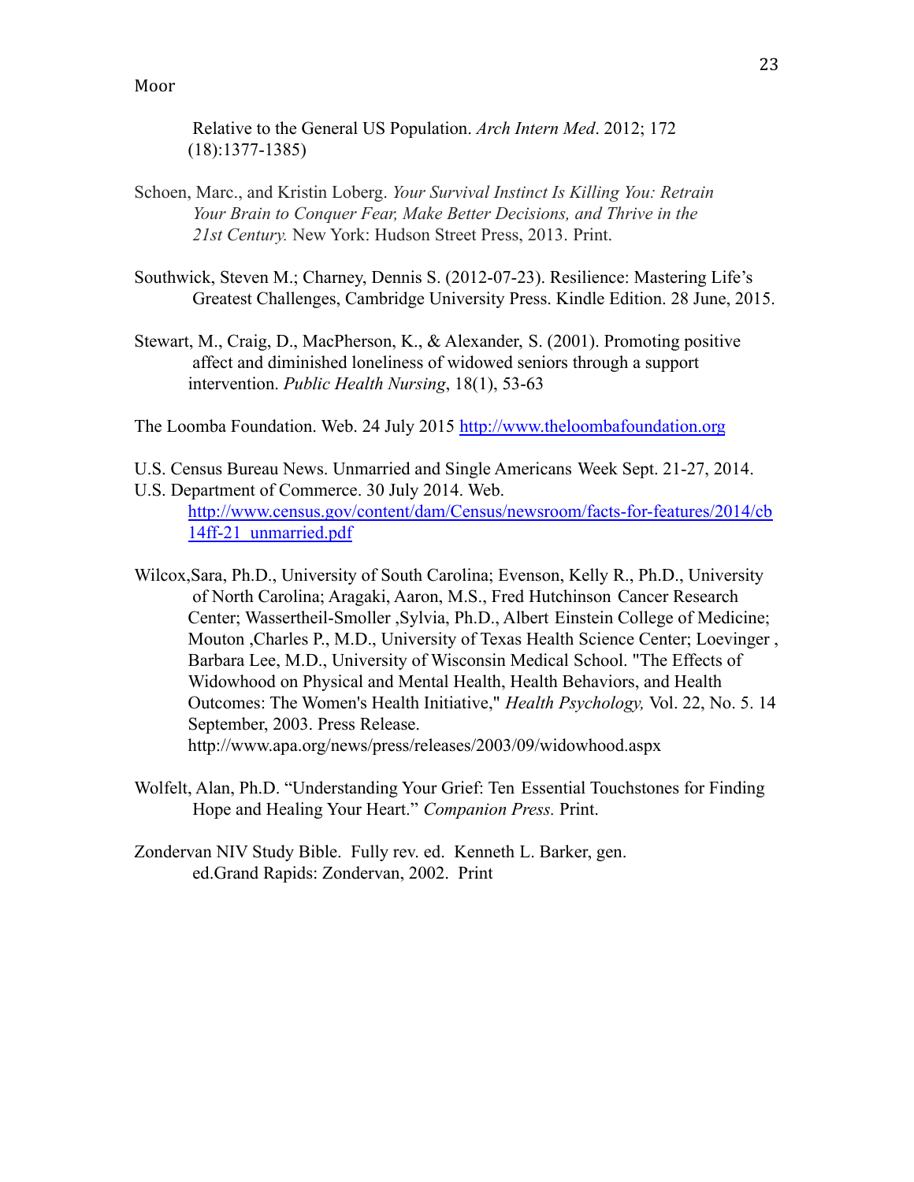Relative to the General US Population. *Arch Intern Med*. 2012; 172 (18):1377-1385)

Schoen, Marc., and Kristin Loberg. *Your Survival Instinct Is Killing You: Retrain Your Brain to Conquer Fear, Make Better Decisions, and Thrive in the 21st Century.* New York: Hudson Street Press, 2013. Print.

Southwick, Steven M.; Charney, Dennis S. (2012-07-23). Resilience: Mastering Life's Greatest Challenges, Cambridge University Press. Kindle Edition. 28 June, 2015.

Stewart, M., Craig, D., MacPherson, K., & Alexander, S. (2001). Promoting positive affect and diminished loneliness of widowed seniors through a support intervention. *Public Health Nursing*, 18(1), 53-63

The Loomba Foundation. Web. 24 July 2015 http://www.theloombafoundation.org

U.S. Census Bureau News. Unmarried and Single Americans Week Sept. 21-27, 2014. U.S. Department of Commerce. 30 July 2014. Web. http://www.census.gov/content/dam/Census/newsroom/facts-for-features/2014/cb14ff-21_unmarried.pdf

Wilcox,Sara, Ph.D., University of South Carolina; Evenson, Kelly R., Ph.D., University of North Carolina; Aragaki, Aaron, M.S., Fred Hutchinson Cancer Research Center; Wassertheil-Smoller ,Sylvia, Ph.D., Albert Einstein College of Medicine; Mouton ,Charles P., M.D., University of Texas Health Science Center; Loevinger , Barbara Lee, M.D., University of Wisconsin Medical School. "The Effects of Widowhood on Physical and Mental Health, Health Behaviors, and Health Outcomes: The Women's Health Initiative," *Health Psychology,* Vol. 22, No. 5. 14 September, 2003. Press Release. http://www.apa.org/news/press/releases/2003/09/widowhood.aspx

Wolfelt, Alan, Ph.D. "Understanding Your Grief: Ten Essential Touchstones for Finding Hope and Healing Your Heart." *Companion Press.* Print.

Zondervan NIV Study Bible. Fully rev. ed. Kenneth L. Barker, gen. ed.Grand Rapids: Zondervan, 2002. Print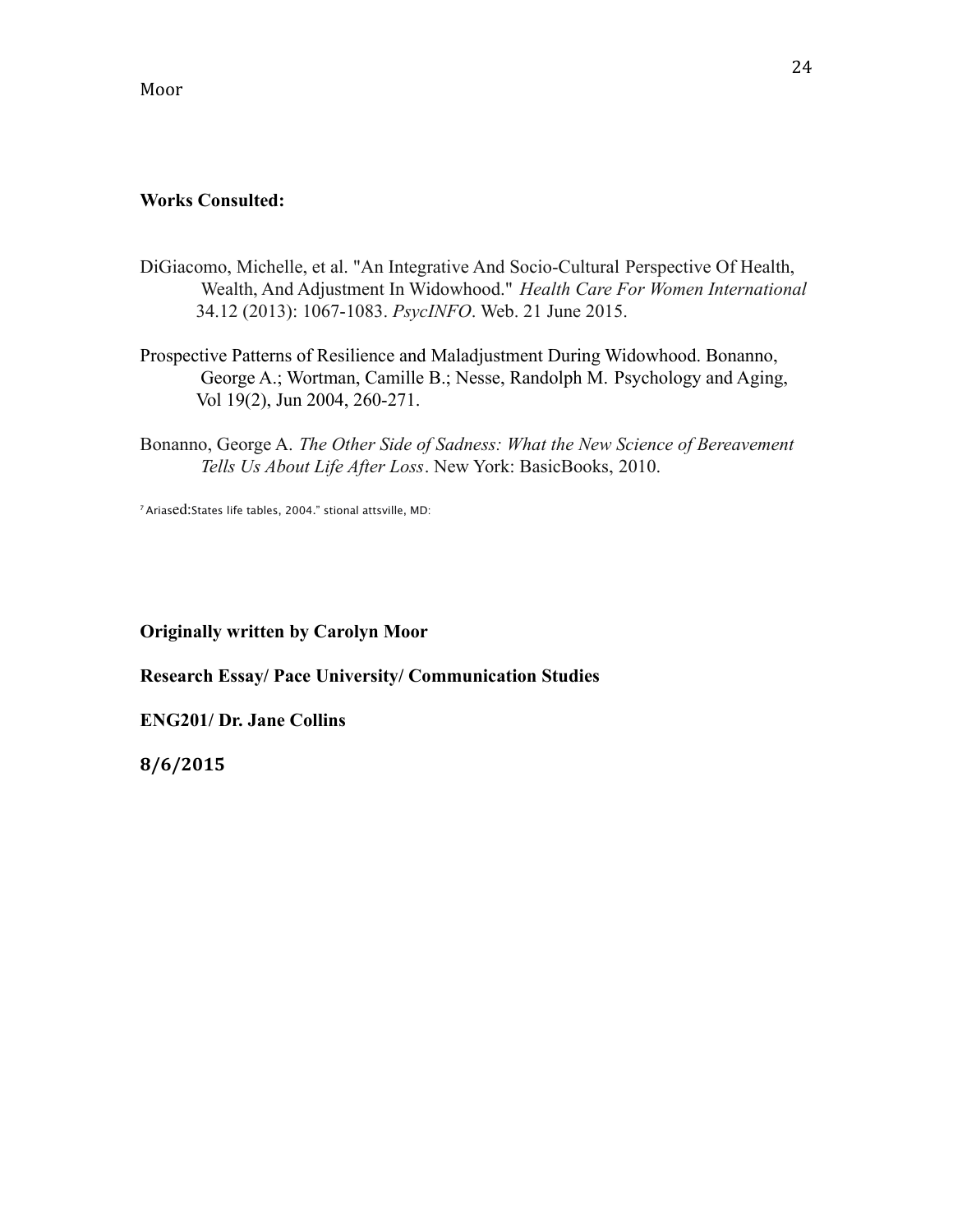**Works Consulted:**

DiGiacomo, Michelle, et al. "An Integrative And Socio-Cultural Perspective Of Health, Wealth, And Adjustment In Widowhood." *Health Care For Women International* 34.12 (2013): 1067-1083. *PsycINFO*. Web. 21 June 2015.

Prospective Patterns of Resilience and Maladjustment During Widowhood. Bonanno, George A.; Wortman, Camille B.; Nesse, Randolph M. Psychology and Aging, Vol 19(2), Jun 2004, 260-271.

Bonanno, George A. *The Other Side of Sadness: What the New Science of Bereavement Tells Us About Life After Loss*. New York: BasicBooks, 2010.

[7] Ariased:States life tables, 2004." stional attsville, MD:

**Originally written by Carolyn Moor**

**Research Essay/ Pace University/ Communication Studies**

**ENG201/ Dr. Jane Collins**

**8/6/2015**